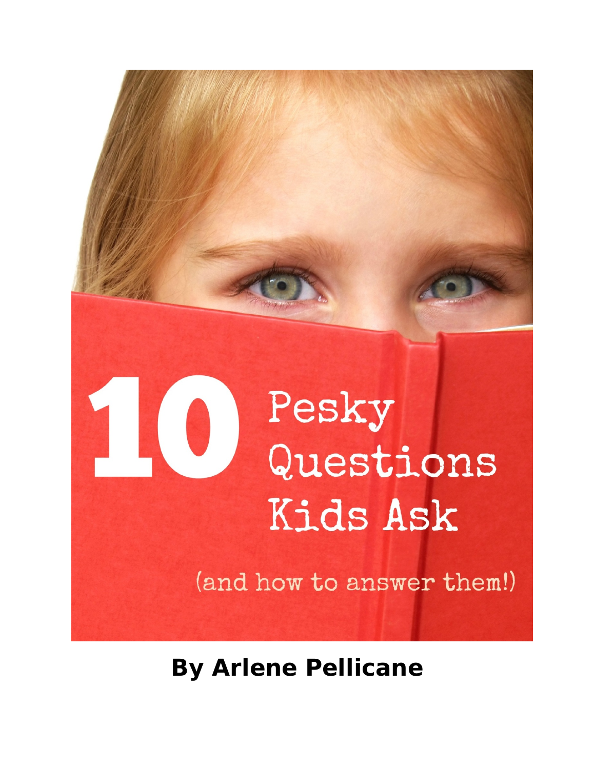# 10 Pesky Questions Kids Ask

(and how to answer them!)

**By Arlene Pellicane**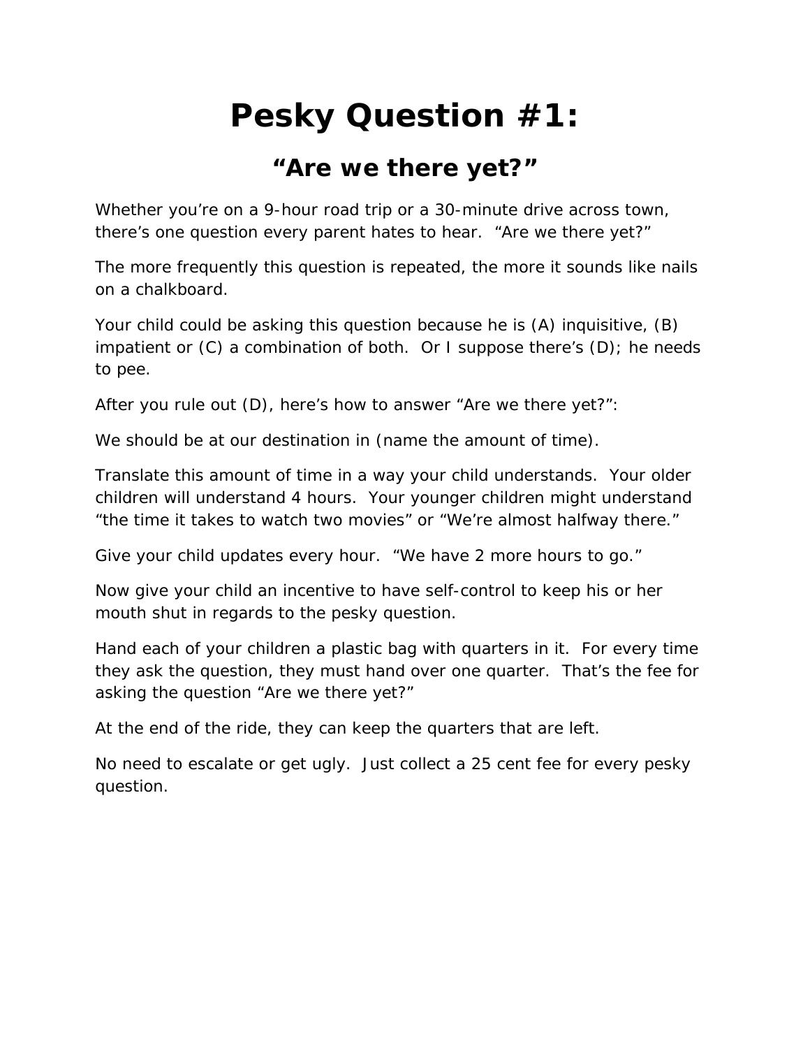# Pesky Question #1:

## "Are we there yet?"

Whether you're on a 9-hour road trip or a 30-minute drive across town, there's one question every parent hates to hear. "Are we there yet?"

The more frequently this question is repeated, the more it sounds like nails on a chalkboard.

Your child could be asking this question because he is (A) inquisitive, (B) impatient or (C) a combination of both. Or I suppose there's (D); he needs to pee.

After you rule out (D), here's how to answer "Are we there yet?":

We should be at our destination in (name the amount of time).

Translate this amount of time in a way your child understands. Your older children will understand 4 hours. Your younger children might understand "the time it takes to watch two movies" or "We're almost halfway there."

Give your child updates every hour. "We have 2 more hours to go."

Now give your child an incentive to have self-control to keep his or her mouth shut in regards to the pesky question.

Hand each of your children a plastic bag with quarters in it. For every time they ask the question, they must hand over one quarter. That's the fee for asking the question "Are we there yet?"

At the end of the ride, they can keep the quarters that are left.

No need to escalate or get ugly. Just collect a 25 cent fee for every pesky question.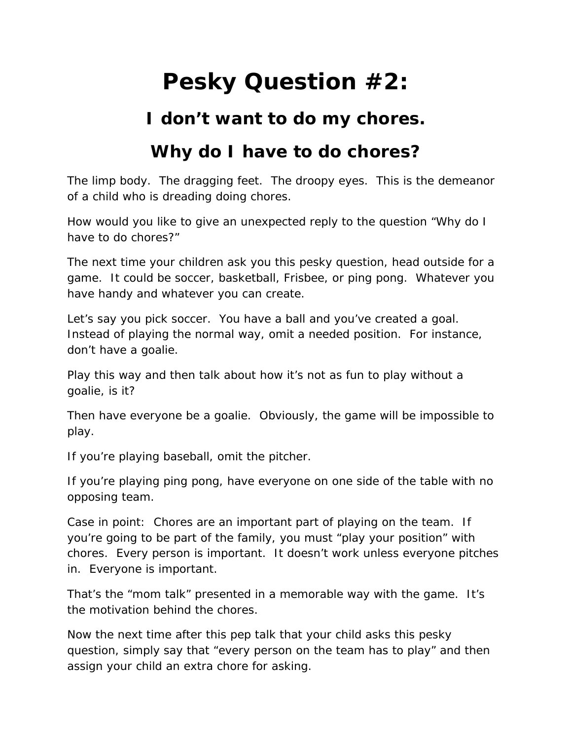# Pesky Question #2:

## I don't want to do my chores.

## Why do I have to do chores?

The limp body. The dragging feet. The droopy eyes. This is the demeanor of a child who is dreading doing chores.

How would you like to give an unexpected reply to the question "Why do I have to do chores?"

The next time your children ask you this pesky question, head outside for a game. It could be soccer, basketball, Frisbee, or ping pong. Whatever you have handy and whatever you can create.

Let's say you pick soccer. You have a ball and you've created a goal. Instead of playing the normal way, omit a needed position. For instance, don't have a goalie.

Play this way and then talk about how it's not as fun to play without a goalie, is it?

Then have everyone be a goalie. Obviously, the game will be impossible to play.

If you're playing baseball, omit the pitcher.

If you're playing ping pong, have everyone on one side of the table with no opposing team.

Case in point: Chores are an important part of playing on the team. If you're going to be part of the family, you must "play your position" with chores. Every person is important. It doesn't work unless everyone pitches in. Everyone is important.

That's the "mom talk" presented in a memorable way with the game. It's the motivation behind the chores.

Now the next time after this pep talk that your child asks this pesky question, simply say that "every person on the team has to play" and then assign your child an extra chore for asking.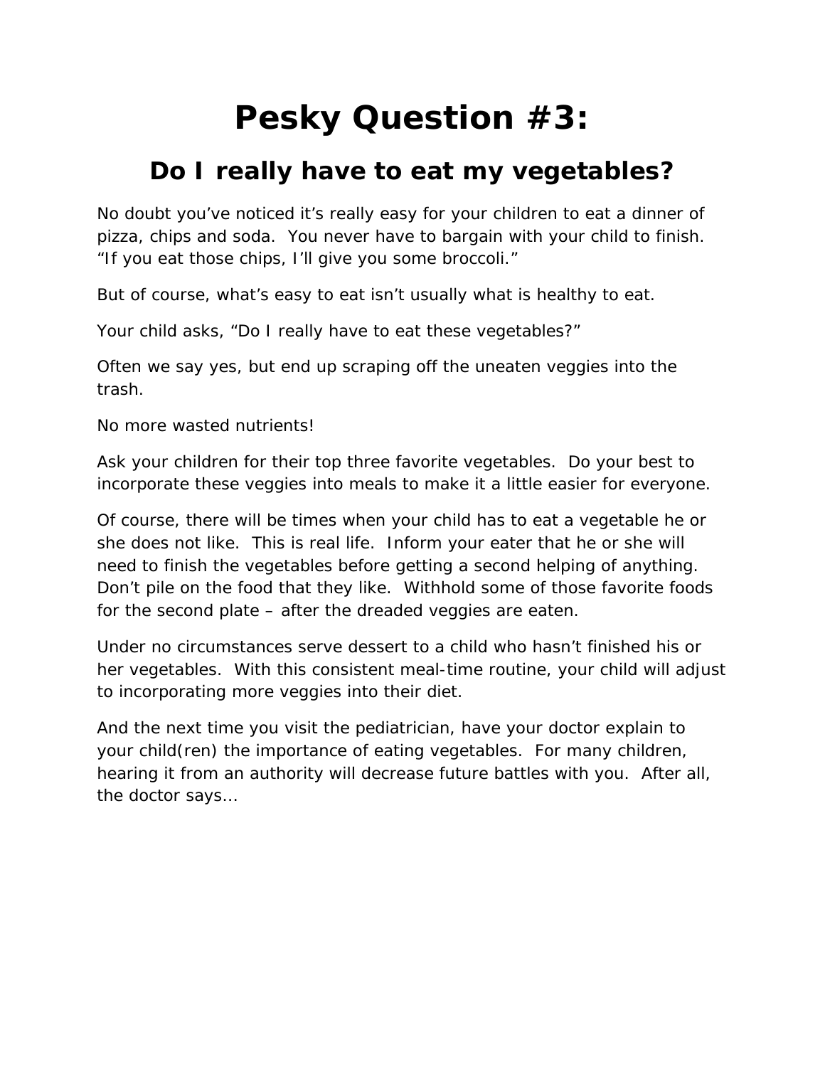# Pesky Question #3:

## Do I really have to eat my vegetables?

No doubt you've noticed it's really easy for your children to eat a dinner of pizza, chips and soda. You never have to bargain with your child to finish. "If you eat those chips, I'll give you some broccoli."

But of course, what's easy to eat isn't usually what is healthy to eat.

Your child asks, "Do I really have to eat these vegetables?"

Often we say yes, but end up scraping off the uneaten veggies into the trash.

No more wasted nutrients!

Ask your children for their top three favorite vegetables. Do your best to incorporate these veggies into meals to make it a little easier for everyone.

Of course, there will be times when your child has to eat a vegetable he or she does not like. This is real life. Inform your eater that he or she will need to finish the vegetables before getting a second helping of anything. Don't pile on the food that they like. Withhold some of those favorite foods for the second plate – after the dreaded veggies are eaten.

Under no circumstances serve dessert to a child who hasn't finished his or her vegetables. With this consistent meal-time routine, your child will adjust to incorporating more veggies into their diet.

And the next time you visit the pediatrician, have your doctor explain to your child(ren) the importance of eating vegetables. For many children, hearing it from an authority will decrease future battles with you. After all, the doctor says…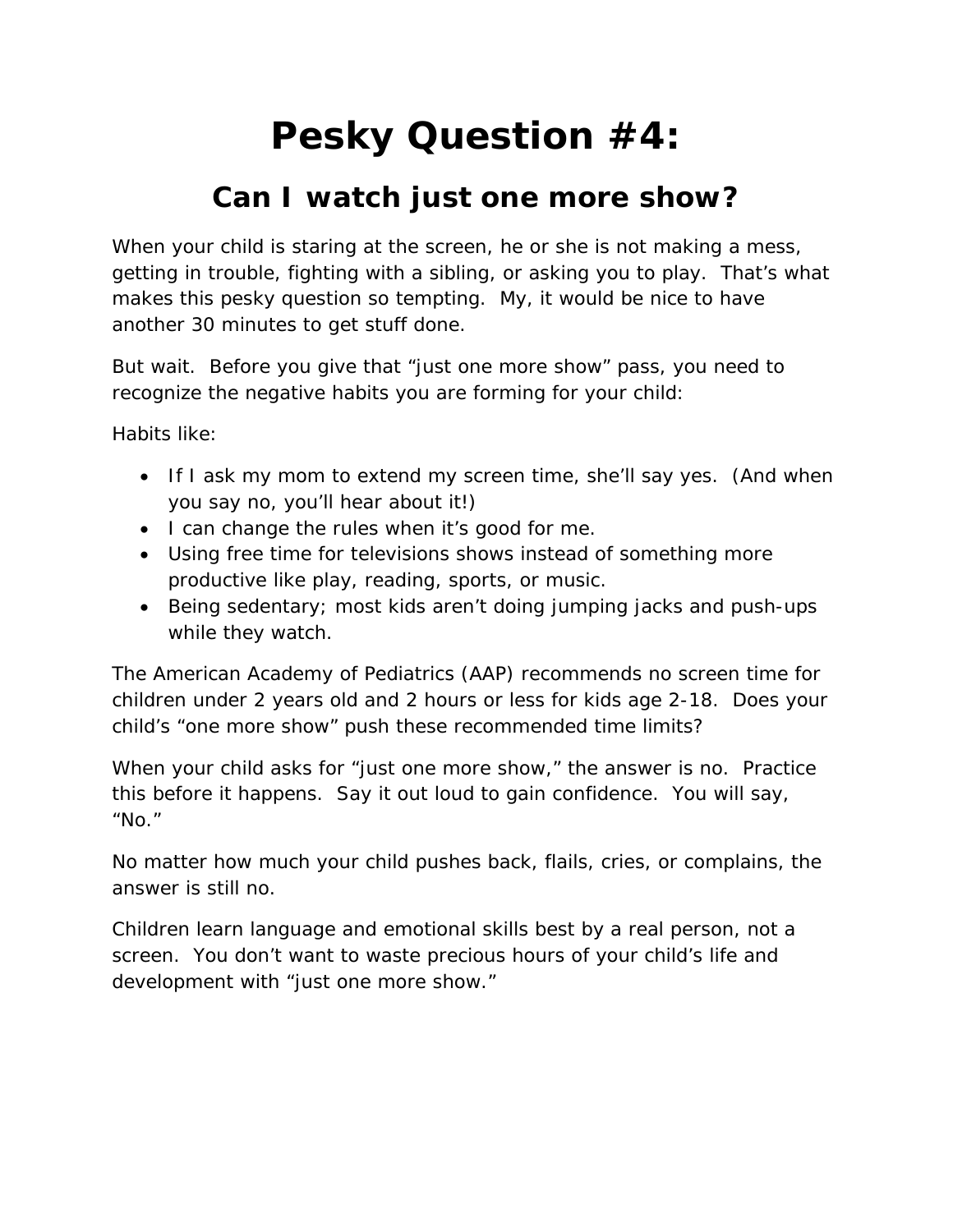# Pesky Question #4:

## Can I watch just one more show?

When your child is staring at the screen, he or she is not making a mess, getting in trouble, fighting with a sibling, or asking you to play. That's what makes this pesky question so tempting. My, it would be nice to have another 30 minutes to get stuff done.

But wait. Before you give that "just one more show" pass, you need to recognize the negative habits you are forming for your child:

Habits like:

- If I ask my mom to extend my screen time, she'll say yes. (And when you say no, you'll hear about it!)
- I can change the rules when it's good for me.
- Using free time for televisions shows instead of something more productive like play, reading, sports, or music.
- Being sedentary; most kids aren't doing jumping jacks and push-ups while they watch.

The American Academy of Pediatrics (AAP) recommends no screen time for children under 2 years old and 2 hours or less for kids age 2-18. Does your child's "one more show" push these recommended time limits?

When your child asks for "just one more show," the answer is no. Practice this before it happens. Say it out loud to gain confidence. You will say, "No."

No matter how much your child pushes back, flails, cries, or complains, the answer is still no.

Children learn language and emotional skills best by a real person, not a screen. You don't want to waste precious hours of your child's life and development with "just one more show."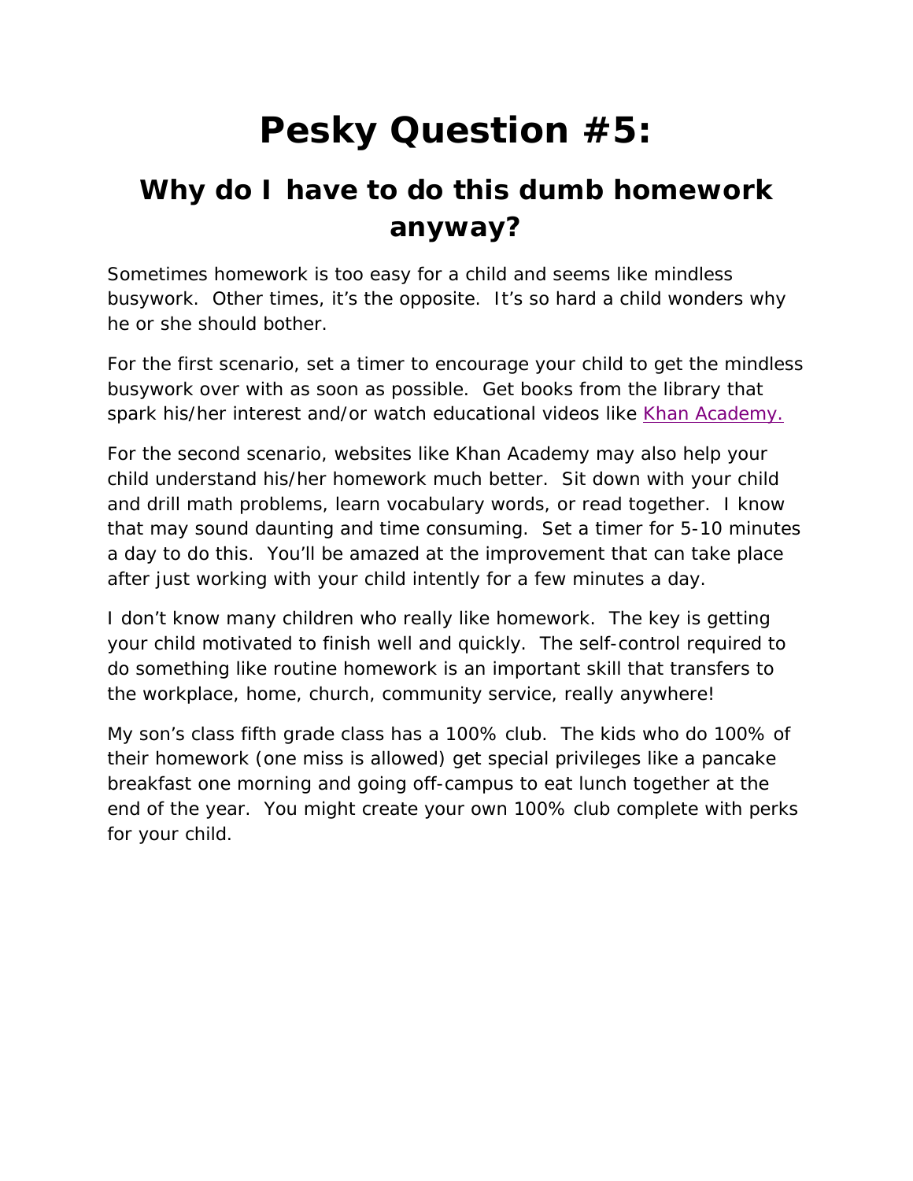# Pesky Question #5:

## Why do I have to do this dumb homework anyway?

Sometimes homework is too easy for a child and seems like mindless busywork. Other times, it's the opposite. It's so hard a child wonders why he or she should bother.

For the first scenario, set a timer to encourage your child to get the mindless busywork over with as soon as possible. Get books from the library that spark his/her interest and/or watch educational videos like Khan Academy.

For the second scenario, websites like Khan Academy may also help your child understand his/her homework much better. Sit down with your child and drill math problems, learn vocabulary words, or read together. I know that may sound daunting and time consuming. Set a timer for 5-10 minutes a day to do this. You'll be amazed at the improvement that can take place after just working with your child intently for a few minutes a day.

I don't know many children who really like homework. The key is getting your child motivated to finish well and quickly. The self-control required to do something like routine homework is an important skill that transfers to the workplace, home, church, community service, really anywhere!

My son's class fifth grade class has a 100% club. The kids who do 100% of their homework (one miss is allowed) get special privileges like a pancake breakfast one morning and going off-campus to eat lunch together at the end of the year. You might create your own 100% club complete with perks for your child.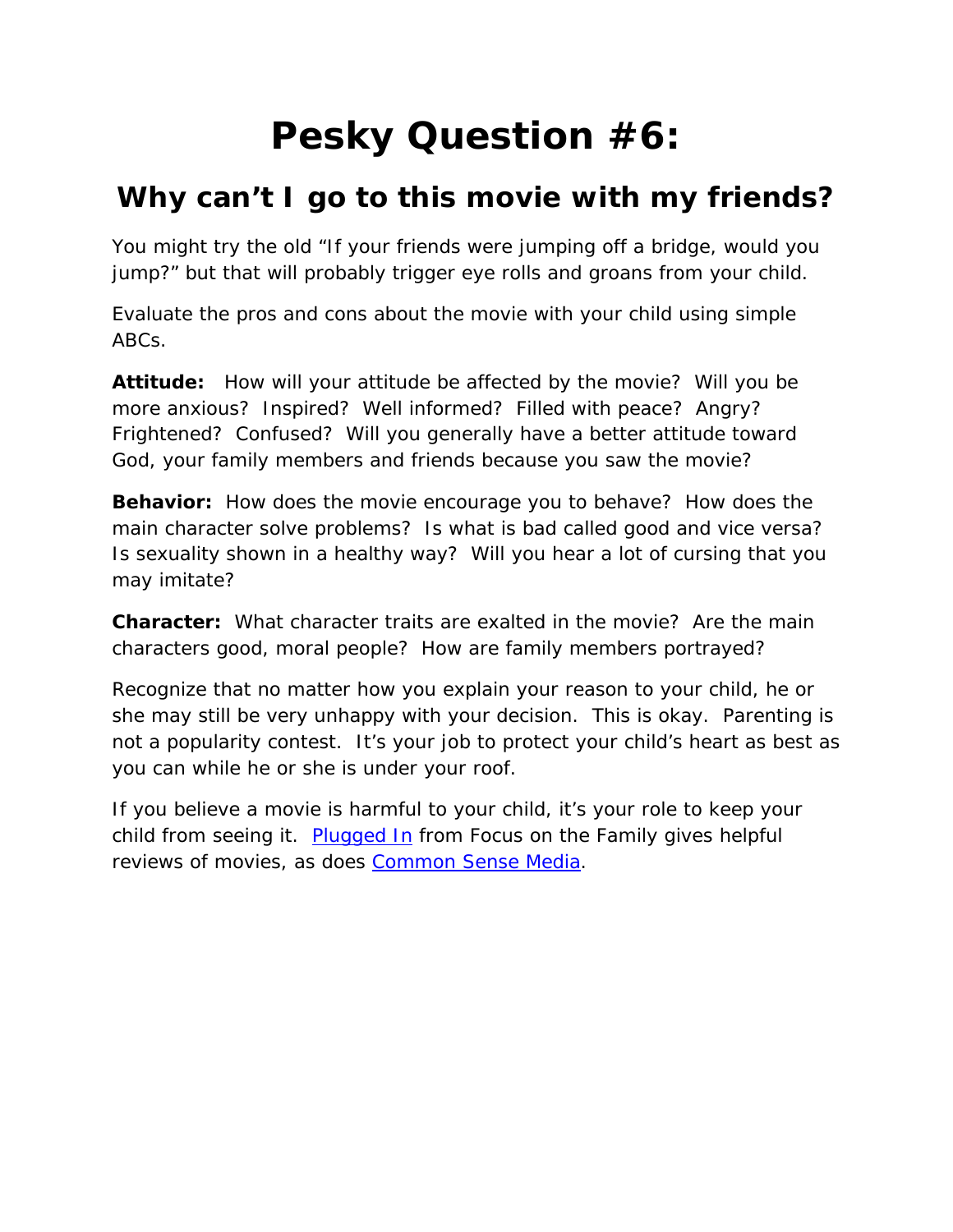# Pesky Question #6:

## Why can't I go to this movie with my friends?

You might try the old "If your friends were jumping off a bridge, would you jump?" but that will probably trigger eye rolls and groans from your child.

Evaluate the pros and cons about the movie with your child using simple ABCs.

**Attitude:** How will your attitude be affected by the movie? Will you be more anxious? Inspired? Well informed? Filled with peace? Angry? Frightened? Confused? Will you generally have a better attitude toward God, your family members and friends because you saw the movie?

**Behavior:** How does the movie encourage you to behave? How does the main character solve problems? Is what is bad called good and vice versa? Is sexuality shown in a healthy way? Will you hear a lot of cursing that you may imitate?

**Character:** What character traits are exalted in the movie? Are the main characters good, moral people? How are family members portrayed?

Recognize that no matter how you explain your reason to your child, he or she may still be very unhappy with your decision. This is okay. Parenting is not a popularity contest. It's your job to protect your child's heart as best as you can while he or she is under your roof.

If you believe a movie is harmful to your child, it's your role to keep your child from seeing it. Plugged In from Focus on the Family gives helpful reviews of movies, as does Common Sense Media.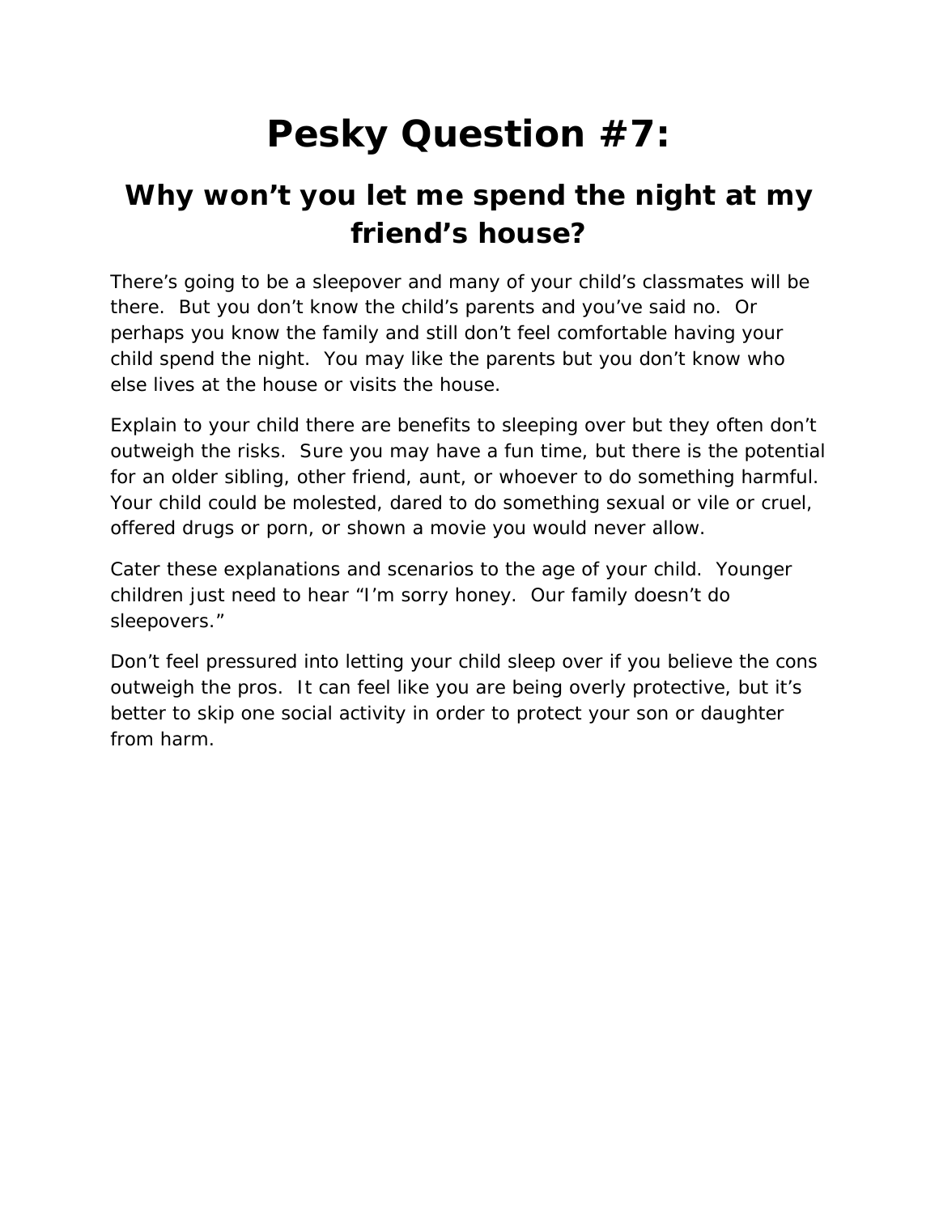# Pesky Question #7:

## Why won't you let me spend the night at my friend's house?

There's going to be a sleepover and many of your child's classmates will be there. But you don't know the child's parents and you've said no. Or perhaps you know the family and still don't feel comfortable having your child spend the night. You may like the parents but you don't know who else lives at the house or visits the house.

Explain to your child there are benefits to sleeping over but they often don't outweigh the risks. Sure you may have a fun time, but there is the potential for an older sibling, other friend, aunt, or whoever to do something harmful. Your child could be molested, dared to do something sexual or vile or cruel, offered drugs or porn, or shown a movie you would never allow.

Cater these explanations and scenarios to the age of your child. Younger children just need to hear "I'm sorry honey. Our family doesn't do sleepovers."

Don't feel pressured into letting your child sleep over if you believe the cons outweigh the pros. It can feel like you are being overly protective, but it's better to skip one social activity in order to protect your son or daughter from harm.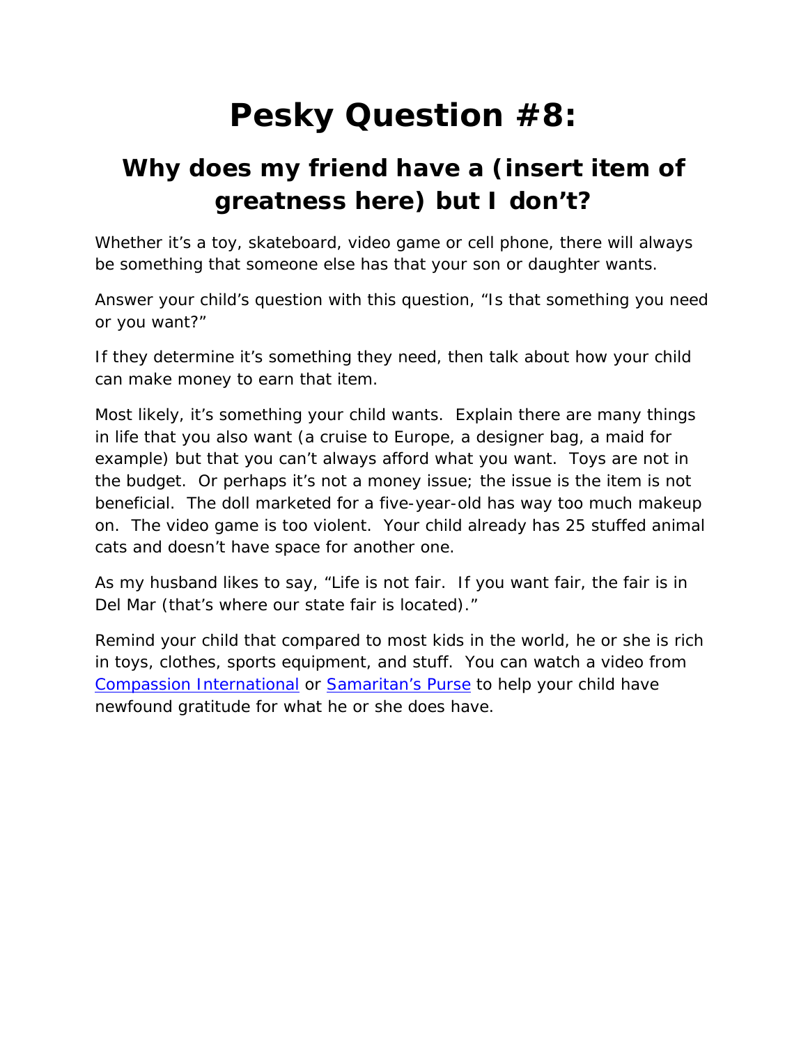# Pesky Question #8:

## Why does my friend have a (insert item of greatness here) but I don't?

Whether it's a toy, skateboard, video game or cell phone, there will always be something that someone else has that your son or daughter wants.

Answer your child's question with this question, "Is that something you need or you want?"

If they determine it's something they need, then talk about how your child can make money to earn that item.

Most likely, it's something your child wants. Explain there are many things in life that you also want (a cruise to Europe, a designer bag, a maid for example) but that you can't always afford what you want. Toys are not in the budget. Or perhaps it's not a money issue; the issue is the item is not beneficial. The doll marketed for a five-year-old has way too much makeup on. The video game is too violent. Your child already has 25 stuffed animal cats and doesn't have space for another one.

As my husband likes to say, "Life is not fair. If you want fair, the fair is in Del Mar (that's where our state fair is located)."

Remind your child that compared to most kids in the world, he or she is rich in toys, clothes, sports equipment, and stuff. You can watch a video from Compassion International or Samaritan's Purse to help your child have newfound gratitude for what he or she does have.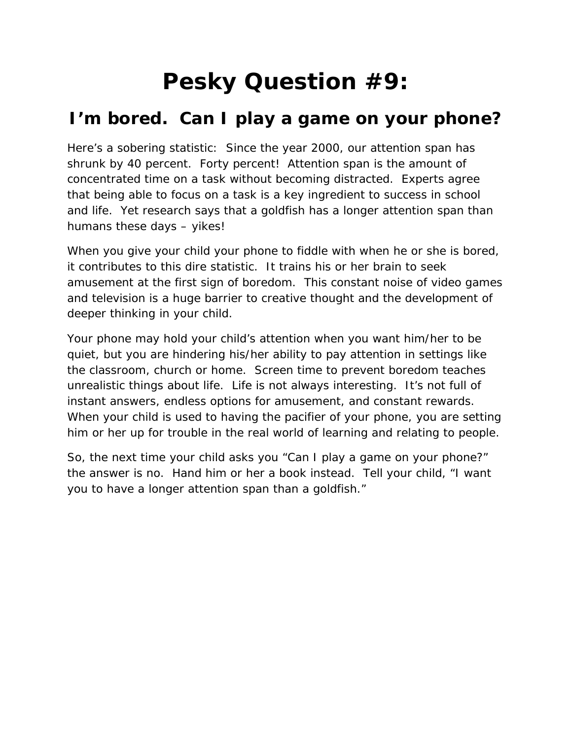# Pesky Question #9:

## I'm bored. Can I play a game on your phone?

Here's a sobering statistic: Since the year 2000, our attention span has shrunk by 40 percent. Forty percent! Attention span is the amount of concentrated time on a task without becoming distracted. Experts agree that being able to focus on a task is a key ingredient to success in school and life. Yet research says that a goldfish has a longer attention span than humans these days – yikes!

When you give your child your phone to fiddle with when he or she is bored, it contributes to this dire statistic. It trains his or her brain to seek amusement at the first sign of boredom. This constant noise of video games and television is a huge barrier to creative thought and the development of deeper thinking in your child.

Your phone may hold your child's attention when you want him/her to be quiet, but you are hindering his/her ability to pay attention in settings like the classroom, church or home. Screen time to prevent boredom teaches unrealistic things about life. Life is not always interesting. It's not full of instant answers, endless options for amusement, and constant rewards. When your child is used to having the pacifier of your phone, you are setting him or her up for trouble in the real world of learning and relating to people.

So, the next time your child asks you "Can I play a game on your phone?" the answer is no. Hand him or her a book instead. Tell your child, "I want you to have a longer attention span than a goldfish."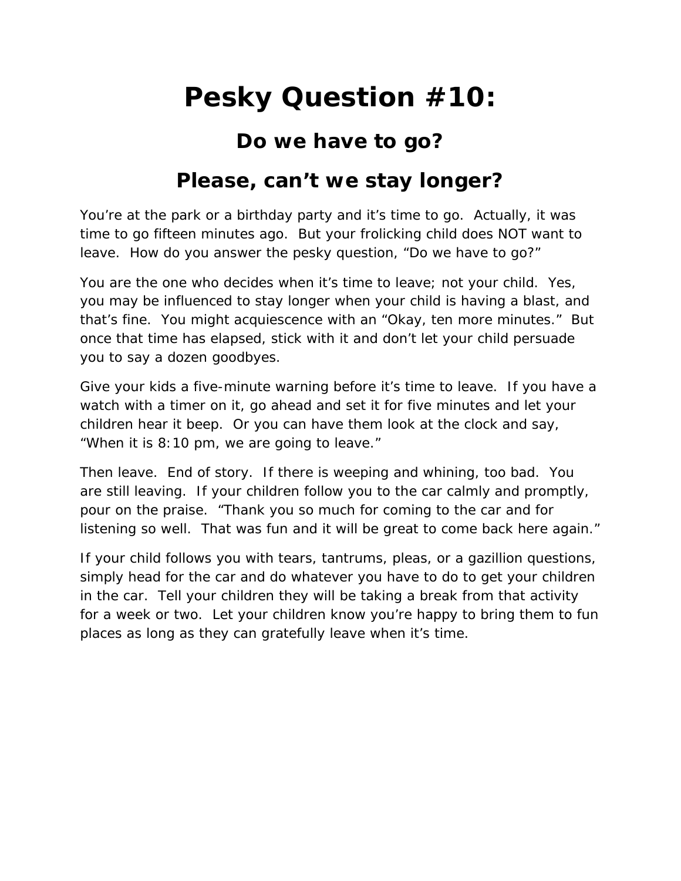# Pesky Question #10:

## Do we have to go?

## Please, can't we stay longer?

You're at the park or a birthday party and it's time to go. Actually, it was time to go fifteen minutes ago. But your frolicking child does NOT want to leave. How do you answer the pesky question, "Do we have to go?"

You are the one who decides when it's time to leave; not your child. Yes, you may be influenced to stay longer when your child is having a blast, and that's fine. You might acquiescence with an "Okay, ten more minutes." But once that time has elapsed, stick with it and don't let your child persuade you to say a dozen goodbyes.

Give your kids a five-minute warning before it's time to leave. If you have a watch with a timer on it, go ahead and set it for five minutes and let your children hear it beep. Or you can have them look at the clock and say, "When it is 8:10 pm, we are going to leave."

Then leave. End of story. If there is weeping and whining, too bad. You are still leaving. If your children follow you to the car calmly and promptly, pour on the praise. "Thank you so much for coming to the car and for listening so well. That was fun and it will be great to come back here again."

If your child follows you with tears, tantrums, pleas, or a gazillion questions, simply head for the car and do whatever you have to do to get your children in the car. Tell your children they will be taking a break from that activity for a week or two. Let your children know you're happy to bring them to fun places as long as they can gratefully leave when it's time.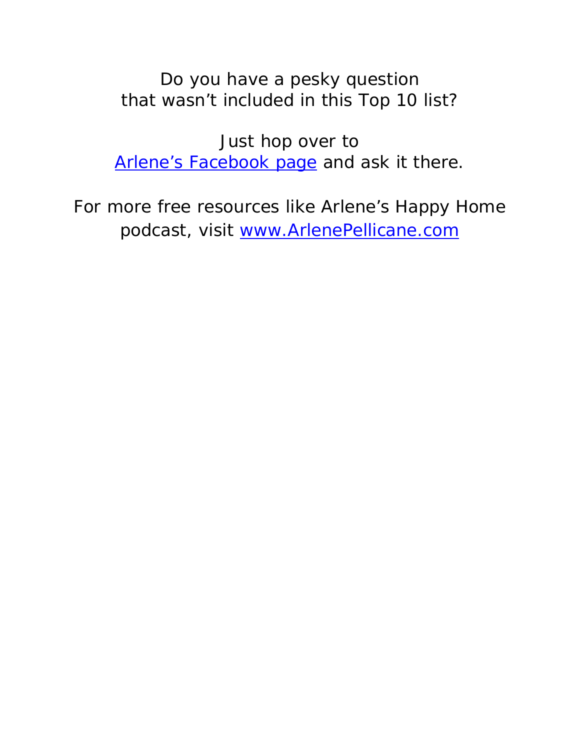Do you have a pesky question
that wasn't included in this Top 10 list?

Just hop over to
[Arlene's Facebook page] and ask it there.

For more free resources like Arlene's Happy Home podcast, visit www.ArlenePellicane.com